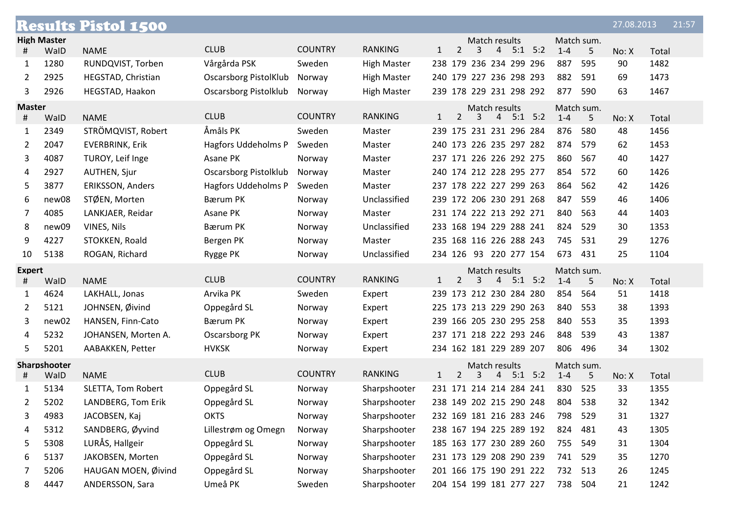# Results Pistol 1500

27.08.2013 21:57

## High Master

| # | WaID | NAME | CLUB | COUNTRY | RANKING | 1 | 2 | 3 | 4 | 5:1 | 5:2 | 1-4 | 5 | No: X | Total |
|---|---|---|---|---|---|---|---|---|---|---|---|---|---|---|---|
| | | | | | | Match results | | | | | | Match sum. | | | |
| 1 | 1280 | RUNDQVIST, Torben | Vårgårda PSK | Sweden | High Master | 238 | 179 | 236 | 234 | 299 | 296 | 887 | 595 | 90 | 1482 |
| 2 | 2925 | HEGSTAD, Christian | Oscarsborg PistolKlub | Norway | High Master | 240 | 179 | 227 | 236 | 298 | 293 | 882 | 591 | 69 | 1473 |
| 3 | 2926 | HEGSTAD, Haakon | Oscarsborg Pistolklub | Norway | High Master | 239 | 178 | 229 | 231 | 298 | 292 | 877 | 590 | 63 | 1467 |

## Master

| # | WaID | NAME | CLUB | COUNTRY | RANKING | 1 | 2 | 3 | 4 | 5:1 | 5:2 | 1-4 | 5 | No: X | Total |
|---|---|---|---|---|---|---|---|---|---|---|---|---|---|---|---|
| | | | | | | Match results | | | | | | Match sum. | | | |
| 1 | 2349 | STRÖMQVIST, Robert | Åmåls PK | Sweden | Master | 239 | 175 | 231 | 231 | 296 | 284 | 876 | 580 | 48 | 1456 |
| 2 | 2047 | EVERBRINK, Erik | Hagfors Uddeholms P | Sweden | Master | 240 | 173 | 226 | 235 | 297 | 282 | 874 | 579 | 62 | 1453 |
| 3 | 4087 | TUROY, Leif Inge | Asane PK | Norway | Master | 237 | 171 | 226 | 226 | 292 | 275 | 860 | 567 | 40 | 1427 |
| 4 | 2927 | AUTHEN, Sjur | Oscarsborg Pistolklub | Norway | Master | 240 | 174 | 212 | 228 | 295 | 277 | 854 | 572 | 60 | 1426 |
| 5 | 3877 | ERIKSSON, Anders | Hagfors Uddeholms P | Sweden | Master | 237 | 178 | 222 | 227 | 299 | 263 | 864 | 562 | 42 | 1426 |
| 6 | new08 | STØEN, Morten | Bærum PK | Norway | Unclassified | 239 | 172 | 206 | 230 | 291 | 268 | 847 | 559 | 46 | 1406 |
| 7 | 4085 | LANKJAER, Reidar | Asane PK | Norway | Master | 231 | 174 | 222 | 213 | 292 | 271 | 840 | 563 | 44 | 1403 |
| 8 | new09 | VINES, Nils | Bærum PK | Norway | Unclassified | 233 | 168 | 194 | 229 | 288 | 241 | 824 | 529 | 30 | 1353 |
| 9 | 4227 | STOKKEN, Roald | Bergen PK | Norway | Master | 235 | 168 | 116 | 226 | 288 | 243 | 745 | 531 | 29 | 1276 |
| 10 | 5138 | ROGAN, Richard | Rygge PK | Norway | Unclassified | 234 | 126 | 93 | 220 | 277 | 154 | 673 | 431 | 25 | 1104 |

## Expert

| # | WaID | NAME | CLUB | COUNTRY | RANKING | 1 | 2 | 3 | 4 | 5:1 | 5:2 | 1-4 | 5 | No: X | Total |
|---|---|---|---|---|---|---|---|---|---|---|---|---|---|---|---|
| | | | | | | Match results | | | | | | Match sum. | | | |
| 1 | 4624 | LAKHALL, Jonas | Arvika PK | Sweden | Expert | 239 | 173 | 212 | 230 | 284 | 280 | 854 | 564 | 51 | 1418 |
| 2 | 5121 | JOHNSEN, Øivind | Oppegård SL | Norway | Expert | 225 | 173 | 213 | 229 | 290 | 263 | 840 | 553 | 38 | 1393 |
| 3 | new02 | HANSEN, Finn-Cato | Bærum PK | Norway | Expert | 239 | 166 | 205 | 230 | 295 | 258 | 840 | 553 | 35 | 1393 |
| 4 | 5232 | JOHANSEN, Morten A. | Oscarsborg PK | Norway | Expert | 237 | 171 | 218 | 222 | 293 | 246 | 848 | 539 | 43 | 1387 |
| 5 | 5201 | AABAKKEN, Petter | HVKSK | Norway | Expert | 234 | 162 | 181 | 229 | 289 | 207 | 806 | 496 | 34 | 1302 |

## Sharpshooter

| # | WaID | NAME | CLUB | COUNTRY | RANKING | 1 | 2 | 3 | 4 | 5:1 | 5:2 | 1-4 | 5 | No: X | Total |
|---|---|---|---|---|---|---|---|---|---|---|---|---|---|---|---|
| | | | | | | Match results | | | | | | Match sum. | | | |
| 1 | 5134 | SLETTA, Tom Robert | Oppegård SL | Norway | Sharpshooter | 231 | 171 | 214 | 214 | 284 | 241 | 830 | 525 | 33 | 1355 |
| 2 | 5202 | LANDBERG, Tom Erik | Oppegård SL | Norway | Sharpshooter | 238 | 149 | 202 | 215 | 290 | 248 | 804 | 538 | 32 | 1342 |
| 3 | 4983 | JACOBSEN, Kaj | OKTS | Norway | Sharpshooter | 232 | 169 | 181 | 216 | 283 | 246 | 798 | 529 | 31 | 1327 |
| 4 | 5312 | SANDBERG, Øyvind | Lillestrøm og Omegn | Norway | Sharpshooter | 238 | 167 | 194 | 225 | 289 | 192 | 824 | 481 | 43 | 1305 |
| 5 | 5308 | LURÅS, Hallgeir | Oppegård SL | Norway | Sharpshooter | 185 | 163 | 177 | 230 | 289 | 260 | 755 | 549 | 31 | 1304 |
| 6 | 5137 | JAKOBSEN, Morten | Oppegård SL | Norway | Sharpshooter | 231 | 173 | 129 | 208 | 290 | 239 | 741 | 529 | 35 | 1270 |
| 7 | 5206 | HAUGAN MOEN, Øivind | Oppegård SL | Norway | Sharpshooter | 201 | 166 | 175 | 190 | 291 | 222 | 732 | 513 | 26 | 1245 |
| 8 | 4447 | ANDERSSON, Sara | Umeå PK | Sweden | Sharpshooter | 204 | 154 | 199 | 181 | 277 | 227 | 738 | 504 | 21 | 1242 |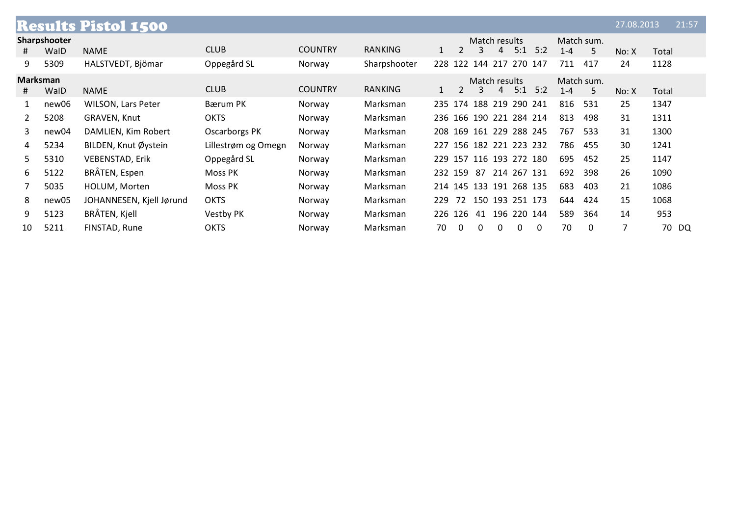# Results Pistol 1500

27.08.2013 21:57

**Sharpshooter**

| # | WaID | NAME | CLUB | COUNTRY | RANKING | Match results 1 | 2 | 3 | 4 | 5:1 | 5:2 | Match sum. 1-4 | 5 | No: X | Total | |
|---|---|---|---|---|---|---|---|---|---|---|---|---|---|---|---|---|
| 9 | 5309 | HALSTVEDT, Bjömar | Oppegård SL | Norway | Sharpshooter | 228 | 122 | 144 | 217 | 270 | 147 | 711 | 417 | 24 | 1128 | |

**Marksman**

| # | WaID | NAME | CLUB | COUNTRY | RANKING | Match results 1 | 2 | 3 | 4 | 5:1 | 5:2 | Match sum. 1-4 | 5 | No: X | Total | |
|---|---|---|---|---|---|---|---|---|---|---|---|---|---|---|---|---|
| 1 | new06 | WILSON, Lars Peter | Bærum PK | Norway | Marksman | 235 | 174 | 188 | 219 | 290 | 241 | 816 | 531 | 25 | 1347 | |
| 2 | 5208 | GRAVEN, Knut | OKTS | Norway | Marksman | 236 | 166 | 190 | 221 | 284 | 214 | 813 | 498 | 31 | 1311 | |
| 3 | new04 | DAMLIEN, Kim Robert | Oscarborgs PK | Norway | Marksman | 208 | 169 | 161 | 229 | 288 | 245 | 767 | 533 | 31 | 1300 | |
| 4 | 5234 | BILDEN, Knut Øystein | Lillestrøm og Omegn | Norway | Marksman | 227 | 156 | 182 | 221 | 223 | 232 | 786 | 455 | 30 | 1241 | |
| 5 | 5310 | VEBENSTAD, Erik | Oppegård SL | Norway | Marksman | 229 | 157 | 116 | 193 | 272 | 180 | 695 | 452 | 25 | 1147 | |
| 6 | 5122 | BRÅTEN, Espen | Moss PK | Norway | Marksman | 232 | 159 | 87 | 214 | 267 | 131 | 692 | 398 | 26 | 1090 | |
| 7 | 5035 | HOLUM, Morten | Moss PK | Norway | Marksman | 214 | 145 | 133 | 191 | 268 | 135 | 683 | 403 | 21 | 1086 | |
| 8 | new05 | JOHANNESEN, Kjell Jørund | OKTS | Norway | Marksman | 229 | 72 | 150 | 193 | 251 | 173 | 644 | 424 | 15 | 1068 | |
| 9 | 5123 | BRÅTEN, Kjell | Vestby PK | Norway | Marksman | 226 | 126 | 41 | 196 | 220 | 144 | 589 | 364 | 14 | 953 | |
| 10 | 5211 | FINSTAD, Rune | OKTS | Norway | Marksman | 70 | 0 | 0 | 0 | 0 | 0 | 70 | 0 | 7 | 70 | DQ |